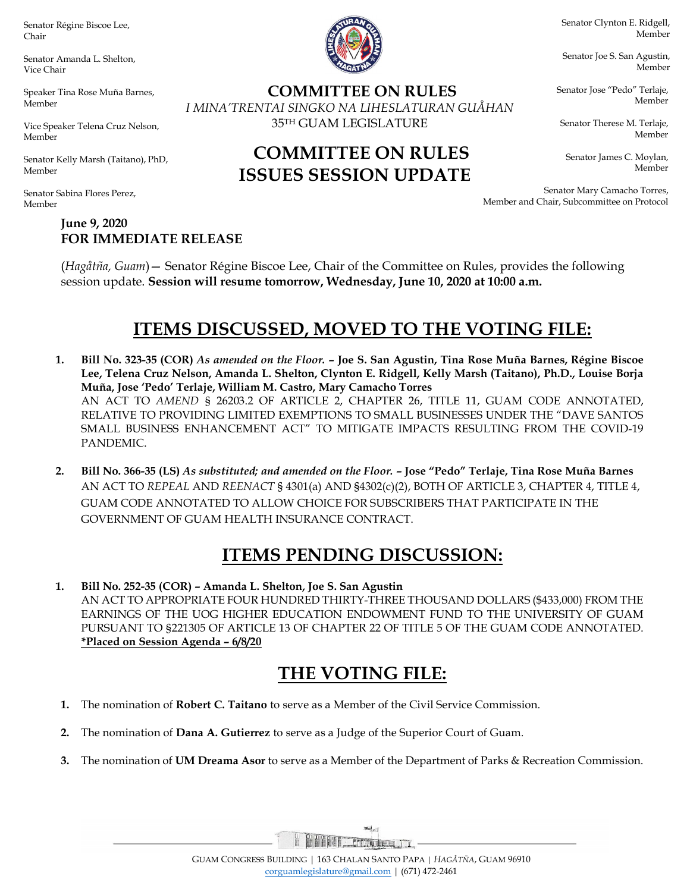Senator Régine Biscoe Lee, Chair

Senator Amanda L. Shelton, Vice Chair

Speaker Tina Rose Muña Barnes, Member

Vice Speaker Telena Cruz Nelson, Member

Senator Kelly Marsh (Taitano), PhD, Member

Senator Sabina Flores Perez, Member

Senator Clynton E. Ridgell, Member

Senator Joe S. San Agustin, Member

Senator Jose "Pedo" Terlaje, Member

Senator Therese M. Terlaje, Member

Senator James C. Moylan, Member

Senator Mary Camacho Torres, Member and Chair, Subcommittee on Protocol

**COMMITTEE ON RULES**

*I MINA'TRENTAI SINGKO NA LIHESLATURAN GUÅHAN*

35TH GUAM LEGISLATURE

# COMMITTEE ON RULES ISSUES SESSION UPDATE

**June 9, 2020**
**FOR IMMEDIATE RELEASE**

(*Hagåtña, Guam*)— Senator Régine Biscoe Lee, Chair of the Committee on Rules, provides the following session update. **Session will resume tomorrow, Wednesday, June 10, 2020 at 10:00 a.m.**

## ITEMS DISCUSSED, MOVED TO THE VOTING FILE:

1. **Bill No. 323-35 (COR)** ***As amended on the Floor.*** **– Joe S. San Agustin, Tina Rose Muña Barnes, Régine Biscoe Lee, Telena Cruz Nelson, Amanda L. Shelton, Clynton E. Ridgell, Kelly Marsh (Taitano), Ph.D., Louise Borja Muña, Jose 'Pedo' Terlaje, William M. Castro, Mary Camacho Torres**
   AN ACT TO *AMEND* § 26203.2 OF ARTICLE 2, CHAPTER 26, TITLE 11, GUAM CODE ANNOTATED, RELATIVE TO PROVIDING LIMITED EXEMPTIONS TO SMALL BUSINESSES UNDER THE "DAVE SANTOS SMALL BUSINESS ENHANCEMENT ACT" TO MITIGATE IMPACTS RESULTING FROM THE COVID-19 PANDEMIC.

2. **Bill No. 366-35 (LS)** ***As substituted; and amended on the Floor.*** **– Jose "Pedo" Terlaje, Tina Rose Muña Barnes**
   AN ACT TO *REPEAL* AND *REENACT* § 4301(a) AND §4302(c)(2), BOTH OF ARTICLE 3, CHAPTER 4, TITLE 4, GUAM CODE ANNOTATED TO ALLOW CHOICE FOR SUBSCRIBERS THAT PARTICIPATE IN THE GOVERNMENT OF GUAM HEALTH INSURANCE CONTRACT.

## ITEMS PENDING DISCUSSION:

1. **Bill No. 252-35 (COR) – Amanda L. Shelton, Joe S. San Agustin**
   AN ACT TO APPROPRIATE FOUR HUNDRED THIRTY-THREE THOUSAND DOLLARS ($433,000) FROM THE EARNINGS OF THE UOG HIGHER EDUCATION ENDOWMENT FUND TO THE UNIVERSITY OF GUAM PURSUANT TO §221305 OF ARTICLE 13 OF CHAPTER 22 OF TITLE 5 OF THE GUAM CODE ANNOTATED.
   **\*Placed on Session Agenda – 6/8/20**

## THE VOTING FILE:

1. The nomination of **Robert C. Taitano** to serve as a Member of the Civil Service Commission.
2. The nomination of **Dana A. Gutierrez** to serve as a Judge of the Superior Court of Guam.
3. The nomination of **UM Dreama Asor** to serve as a Member of the Department of Parks & Recreation Commission.

GUAM CONGRESS BUILDING | 163 CHALAN SANTO PAPA | *HAGÅTÑA*, GUAM 96910
corguamlegislature@gmail.com | (671) 472-2461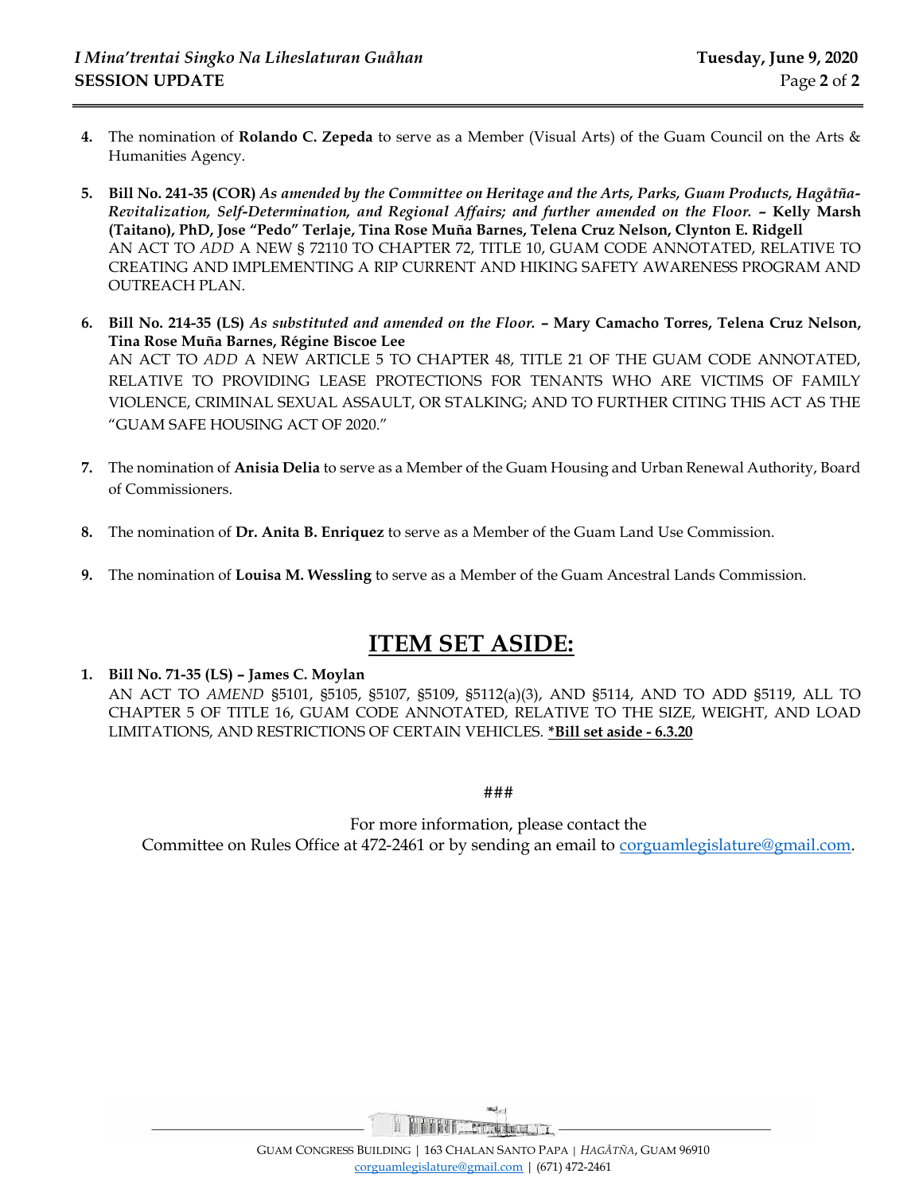4. The nomination of **Rolando C. Zepeda** to serve as a Member (Visual Arts) of the Guam Council on the Arts & Humanities Agency.

5. **Bill No. 241-35 (COR)** ***As amended by the Committee on Heritage and the Arts, Parks, Guam Products, Hagåtña-Revitalization, Self-Determination, and Regional Affairs; and further amended on the Floor.*** **– Kelly Marsh (Taitano), PhD, Jose "Pedo" Terlaje, Tina Rose Muña Barnes, Telena Cruz Nelson, Clynton E. Ridgell**
   AN ACT TO *ADD* A NEW § 72110 TO CHAPTER 72, TITLE 10, GUAM CODE ANNOTATED, RELATIVE TO CREATING AND IMPLEMENTING A RIP CURRENT AND HIKING SAFETY AWARENESS PROGRAM AND OUTREACH PLAN.

6. **Bill No. 214-35 (LS)** ***As substituted and amended on the Floor.*** **– Mary Camacho Torres, Telena Cruz Nelson, Tina Rose Muña Barnes, Régine Biscoe Lee**
   AN ACT TO *ADD* A NEW ARTICLE 5 TO CHAPTER 48, TITLE 21 OF THE GUAM CODE ANNOTATED, RELATIVE TO PROVIDING LEASE PROTECTIONS FOR TENANTS WHO ARE VICTIMS OF FAMILY VIOLENCE, CRIMINAL SEXUAL ASSAULT, OR STALKING; AND TO FURTHER CITING THIS ACT AS THE "GUAM SAFE HOUSING ACT OF 2020."

7. The nomination of **Anisia Delia** to serve as a Member of the Guam Housing and Urban Renewal Authority, Board of Commissioners.

8. The nomination of **Dr. Anita B. Enriquez** to serve as a Member of the Guam Land Use Commission.

9. The nomination of **Louisa M. Wessling** to serve as a Member of the Guam Ancestral Lands Commission.

## ITEM SET ASIDE:

1. **Bill No. 71-35 (LS) – James C. Moylan**
   AN ACT TO *AMEND* §5101, §5105, §5107, §5109, §5112(a)(3), AND §5114, AND TO ADD §5119, ALL TO CHAPTER 5 OF TITLE 16, GUAM CODE ANNOTATED, RELATIVE TO THE SIZE, WEIGHT, AND LOAD LIMITATIONS, AND RESTRICTIONS OF CERTAIN VEHICLES. ***Bill set aside - 6.3.20**

###

For more information, please contact the Committee on Rules Office at 472-2461 or by sending an email to corguamlegislature@gmail.com.

GUAM CONGRESS BUILDING | 163 CHALAN SANTO PAPA | *HAGÅTÑA*, GUAM 96910
corguamlegislature@gmail.com | (671) 472-2461